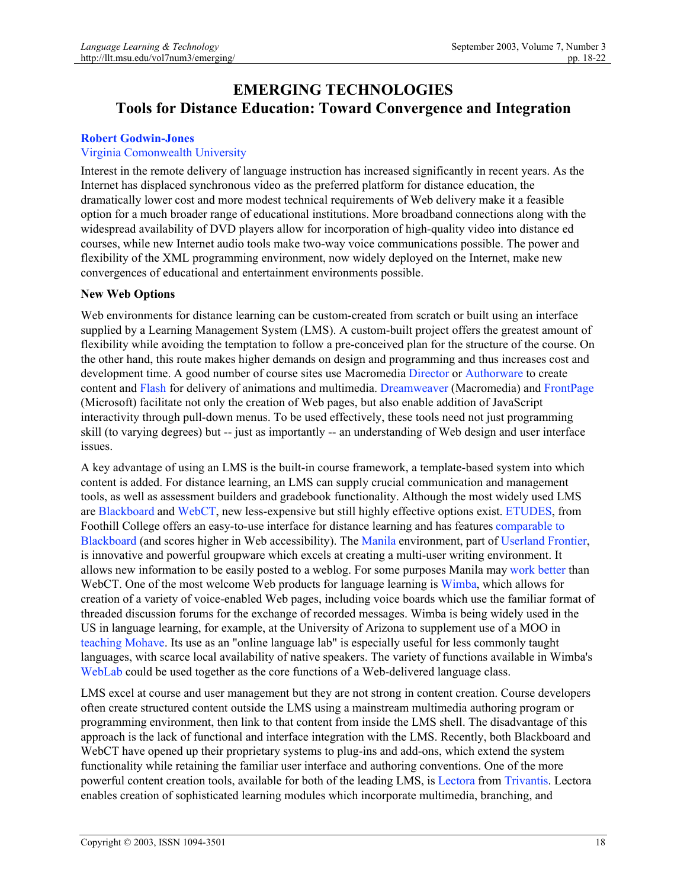# EMERGING TECHNOLOGIES
## Tools for Distance Education: Toward Convergence and Integration

**Robert Godwin-Jones**
Virginia Comonwealth University

Interest in the remote delivery of language instruction has increased significantly in recent years. As the Internet has displaced synchronous video as the preferred platform for distance education, the dramatically lower cost and more modest technical requirements of Web delivery make it a feasible option for a much broader range of educational institutions. More broadband connections along with the widespread availability of DVD players allow for incorporation of high-quality video into distance ed courses, while new Internet audio tools make two-way voice communications possible. The power and flexibility of the XML programming environment, now widely deployed on the Internet, make new convergences of educational and entertainment environments possible.

### New Web Options

Web environments for distance learning can be custom-created from scratch or built using an interface supplied by a Learning Management System (LMS). A custom-built project offers the greatest amount of flexibility while avoiding the temptation to follow a pre-conceived plan for the structure of the course. On the other hand, this route makes higher demands on design and programming and thus increases cost and development time. A good number of course sites use Macromedia Director or Authorware to create content and Flash for delivery of animations and multimedia. Dreamweaver (Macromedia) and FrontPage (Microsoft) facilitate not only the creation of Web pages, but also enable addition of JavaScript interactivity through pull-down menus. To be used effectively, these tools need not just programming skill (to varying degrees) but -- just as importantly -- an understanding of Web design and user interface issues.

A key advantage of using an LMS is the built-in course framework, a template-based system into which content is added. For distance learning, an LMS can supply crucial communication and management tools, as well as assessment builders and gradebook functionality. Although the most widely used LMS are Blackboard and WebCT, new less-expensive but still highly effective options exist. ETUDES, from Foothill College offers an easy-to-use interface for distance learning and has features comparable to Blackboard (and scores higher in Web accessibility). The Manila environment, part of Userland Frontier, is innovative and powerful groupware which excels at creating a multi-user writing environment. It allows new information to be easily posted to a weblog. For some purposes Manila may work better than WebCT. One of the most welcome Web products for language learning is Wimba, which allows for creation of a variety of voice-enabled Web pages, including voice boards which use the familiar format of threaded discussion forums for the exchange of recorded messages. Wimba is being widely used in the US in language learning, for example, at the University of Arizona to supplement use of a MOO in teaching Mohave. Its use as an "online language lab" is especially useful for less commonly taught languages, with scarce local availability of native speakers. The variety of functions available in Wimba's WebLab could be used together as the core functions of a Web-delivered language class.

LMS excel at course and user management but they are not strong in content creation. Course developers often create structured content outside the LMS using a mainstream multimedia authoring program or programming environment, then link to that content from inside the LMS shell. The disadvantage of this approach is the lack of functional and interface integration with the LMS. Recently, both Blackboard and WebCT have opened up their proprietary systems to plug-ins and add-ons, which extend the system functionality while retaining the familiar user interface and authoring conventions. One of the more powerful content creation tools, available for both of the leading LMS, is Lectora from Trivantis. Lectora enables creation of sophisticated learning modules which incorporate multimedia, branching, and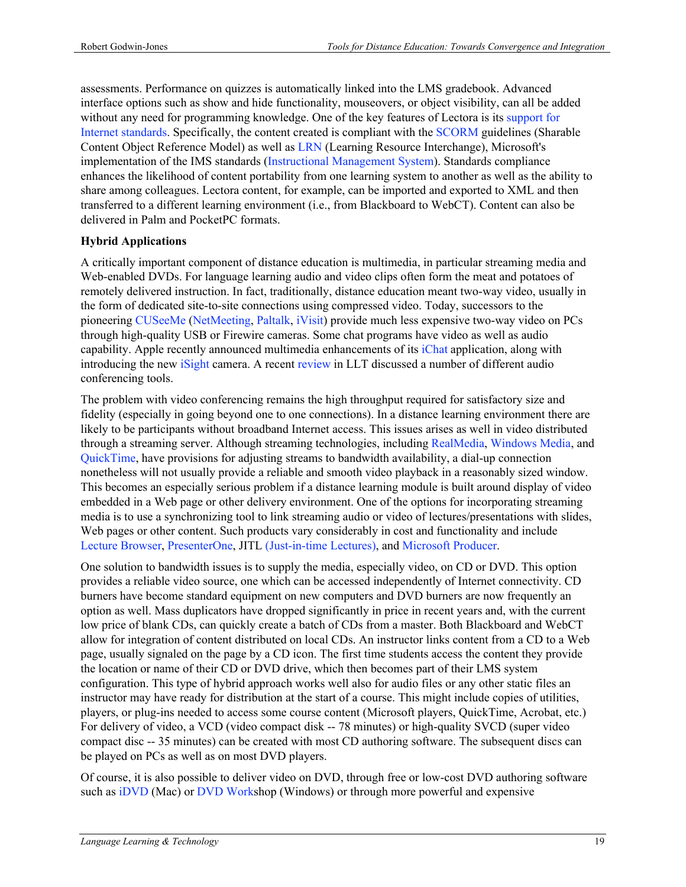assessments. Performance on quizzes is automatically linked into the LMS gradebook. Advanced interface options such as show and hide functionality, mouseovers, or object visibility, can all be added without any need for programming knowledge. One of the key features of Lectora is its support for Internet standards. Specifically, the content created is compliant with the SCORM guidelines (Sharable Content Object Reference Model) as well as LRN (Learning Resource Interchange), Microsoft's implementation of the IMS standards (Instructional Management System). Standards compliance enhances the likelihood of content portability from one learning system to another as well as the ability to share among colleagues. Lectora content, for example, can be imported and exported to XML and then transferred to a different learning environment (i.e., from Blackboard to WebCT). Content can also be delivered in Palm and PocketPC formats.

**Hybrid Applications**

A critically important component of distance education is multimedia, in particular streaming media and Web-enabled DVDs. For language learning audio and video clips often form the meat and potatoes of remotely delivered instruction. In fact, traditionally, distance education meant two-way video, usually in the form of dedicated site-to-site connections using compressed video. Today, successors to the pioneering CUSeeMe (NetMeeting, Paltalk, iVisit) provide much less expensive two-way video on PCs through high-quality USB or Firewire cameras. Some chat programs have video as well as audio capability. Apple recently announced multimedia enhancements of its iChat application, along with introducing the new iSight camera. A recent review in LLT discussed a number of different audio conferencing tools.

The problem with video conferencing remains the high throughput required for satisfactory size and fidelity (especially in going beyond one to one connections). In a distance learning environment there are likely to be participants without broadband Internet access. This issues arises as well in video distributed through a streaming server. Although streaming technologies, including RealMedia, Windows Media, and QuickTime, have provisions for adjusting streams to bandwidth availability, a dial-up connection nonetheless will not usually provide a reliable and smooth video playback in a reasonably sized window. This becomes an especially serious problem if a distance learning module is built around display of video embedded in a Web page or other delivery environment. One of the options for incorporating streaming media is to use a synchronizing tool to link streaming audio or video of lectures/presentations with slides, Web pages or other content. Such products vary considerably in cost and functionality and include Lecture Browser, PresenterOne, JITL (Just-in-time Lectures), and Microsoft Producer.

One solution to bandwidth issues is to supply the media, especially video, on CD or DVD. This option provides a reliable video source, one which can be accessed independently of Internet connectivity. CD burners have become standard equipment on new computers and DVD burners are now frequently an option as well. Mass duplicators have dropped significantly in price in recent years and, with the current low price of blank CDs, can quickly create a batch of CDs from a master. Both Blackboard and WebCT allow for integration of content distributed on local CDs. An instructor links content from a CD to a Web page, usually signaled on the page by a CD icon. The first time students access the content they provide the location or name of their CD or DVD drive, which then becomes part of their LMS system configuration. This type of hybrid approach works well also for audio files or any other static files an instructor may have ready for distribution at the start of a course. This might include copies of utilities, players, or plug-ins needed to access some course content (Microsoft players, QuickTime, Acrobat, etc.) For delivery of video, a VCD (video compact disk -- 78 minutes) or high-quality SVCD (super video compact disc -- 35 minutes) can be created with most CD authoring software. The subsequent discs can be played on PCs as well as on most DVD players.

Of course, it is also possible to deliver video on DVD, through free or low-cost DVD authoring software such as iDVD (Mac) or DVD Workshop (Windows) or through more powerful and expensive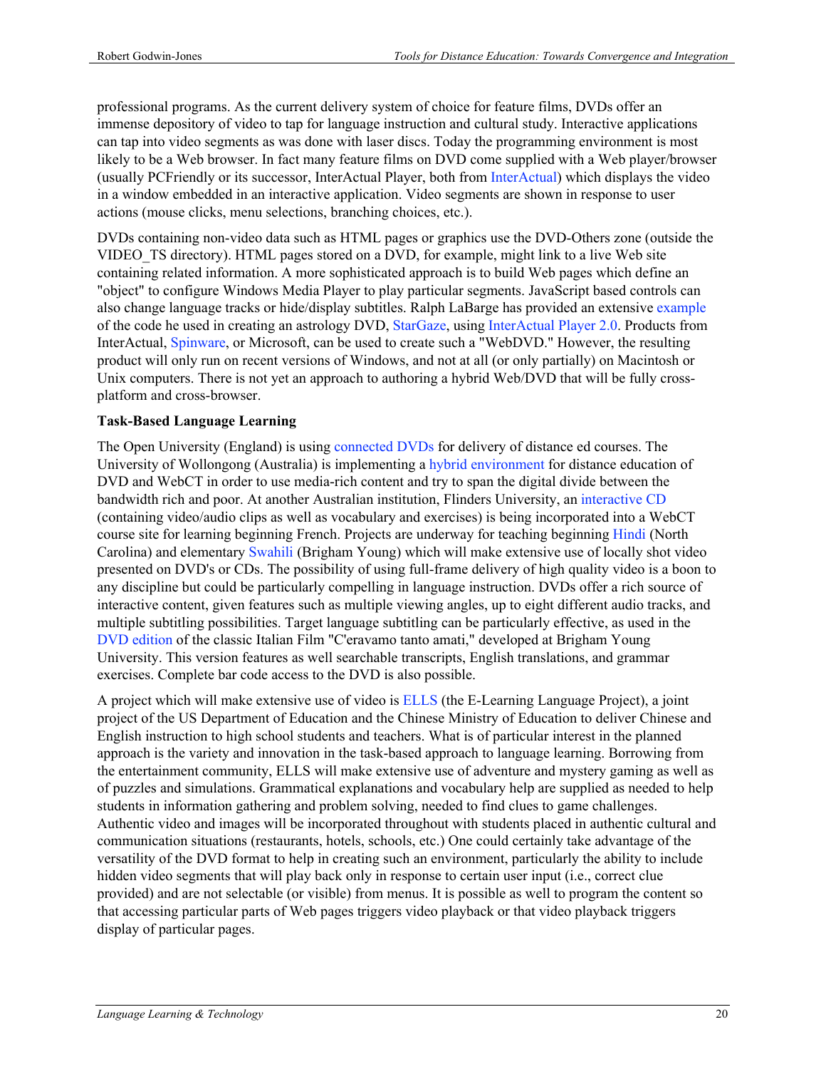professional programs. As the current delivery system of choice for feature films, DVDs offer an immense depository of video to tap for language instruction and cultural study. Interactive applications can tap into video segments as was done with laser discs. Today the programming environment is most likely to be a Web browser. In fact many feature films on DVD come supplied with a Web player/browser (usually PCFriendly or its successor, InterActual Player, both from InterActual) which displays the video in a window embedded in an interactive application. Video segments are shown in response to user actions (mouse clicks, menu selections, branching choices, etc.).

DVDs containing non-video data such as HTML pages or graphics use the DVD-Others zone (outside the VIDEO_TS directory). HTML pages stored on a DVD, for example, might link to a live Web site containing related information. A more sophisticated approach is to build Web pages which define an "object" to configure Windows Media Player to play particular segments. JavaScript based controls can also change language tracks or hide/display subtitles. Ralph LaBarge has provided an extensive example of the code he used in creating an astrology DVD, StarGaze, using InterActual Player 2.0. Products from InterActual, Spinware, or Microsoft, can be used to create such a "WebDVD." However, the resulting product will only run on recent versions of Windows, and not at all (or only partially) on Macintosh or Unix computers. There is not yet an approach to authoring a hybrid Web/DVD that will be fully cross-platform and cross-browser.

**Task-Based Language Learning**

The Open University (England) is using connected DVDs for delivery of distance ed courses. The University of Wollongong (Australia) is implementing a hybrid environment for distance education of DVD and WebCT in order to use media-rich content and try to span the digital divide between the bandwidth rich and poor. At another Australian institution, Flinders University, an interactive CD (containing video/audio clips as well as vocabulary and exercises) is being incorporated into a WebCT course site for learning beginning French. Projects are underway for teaching beginning Hindi (North Carolina) and elementary Swahili (Brigham Young) which will make extensive use of locally shot video presented on DVD's or CDs. The possibility of using full-frame delivery of high quality video is a boon to any discipline but could be particularly compelling in language instruction. DVDs offer a rich source of interactive content, given features such as multiple viewing angles, up to eight different audio tracks, and multiple subtitling possibilities. Target language subtitling can be particularly effective, as used in the DVD edition of the classic Italian Film "C'eravamo tanto amati," developed at Brigham Young University. This version features as well searchable transcripts, English translations, and grammar exercises. Complete bar code access to the DVD is also possible.

A project which will make extensive use of video is ELLS (the E-Learning Language Project), a joint project of the US Department of Education and the Chinese Ministry of Education to deliver Chinese and English instruction to high school students and teachers. What is of particular interest in the planned approach is the variety and innovation in the task-based approach to language learning. Borrowing from the entertainment community, ELLS will make extensive use of adventure and mystery gaming as well as of puzzles and simulations. Grammatical explanations and vocabulary help are supplied as needed to help students in information gathering and problem solving, needed to find clues to game challenges. Authentic video and images will be incorporated throughout with students placed in authentic cultural and communication situations (restaurants, hotels, schools, etc.) One could certainly take advantage of the versatility of the DVD format to help in creating such an environment, particularly the ability to include hidden video segments that will play back only in response to certain user input (i.e., correct clue provided) and are not selectable (or visible) from menus. It is possible as well to program the content so that accessing particular parts of Web pages triggers video playback or that video playback triggers display of particular pages.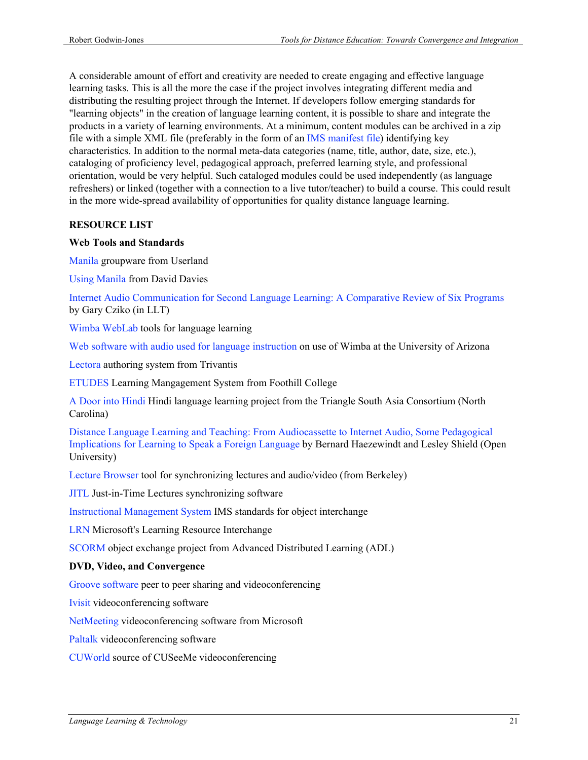A considerable amount of effort and creativity are needed to create engaging and effective language learning tasks. This is all the more the case if the project involves integrating different media and distributing the resulting project through the Internet. If developers follow emerging standards for "learning objects" in the creation of language learning content, it is possible to share and integrate the products in a variety of learning environments. At a minimum, content modules can be archived in a zip file with a simple XML file (preferably in the form of an IMS manifest file) identifying key characteristics. In addition to the normal meta-data categories (name, title, author, date, size, etc.), cataloging of proficiency level, pedagogical approach, preferred learning style, and professional orientation, would be very helpful. Such cataloged modules could be used independently (as language refreshers) or linked (together with a connection to a live tutor/teacher) to build a course. This could result in the more wide-spread availability of opportunities for quality distance language learning.

## RESOURCE LIST

### Web Tools and Standards

Manila groupware from Userland

Using Manila from David Davies

Internet Audio Communication for Second Language Learning: A Comparative Review of Six Programs by Gary Cziko (in LLT)

Wimba WebLab tools for language learning

Web software with audio used for language instruction on use of Wimba at the University of Arizona

Lectora authoring system from Trivantis

ETUDES Learning Mangagement System from Foothill College

A Door into Hindi Hindi language learning project from the Triangle South Asia Consortium (North Carolina)

Distance Language Learning and Teaching: From Audiocassette to Internet Audio, Some Pedagogical Implications for Learning to Speak a Foreign Language by Bernard Haezewindt and Lesley Shield (Open University)

Lecture Browser tool for synchronizing lectures and audio/video (from Berkeley)

JITL Just-in-Time Lectures synchronizing software

Instructional Management System IMS standards for object interchange

LRN Microsoft's Learning Resource Interchange

SCORM object exchange project from Advanced Distributed Learning (ADL)

### DVD, Video, and Convergence

Groove software peer to peer sharing and videoconferencing

Ivisit videoconferencing software

NetMeeting videoconferencing software from Microsoft

Paltalk videoconferencing software

CUWorld source of CUSeeMe videoconferencing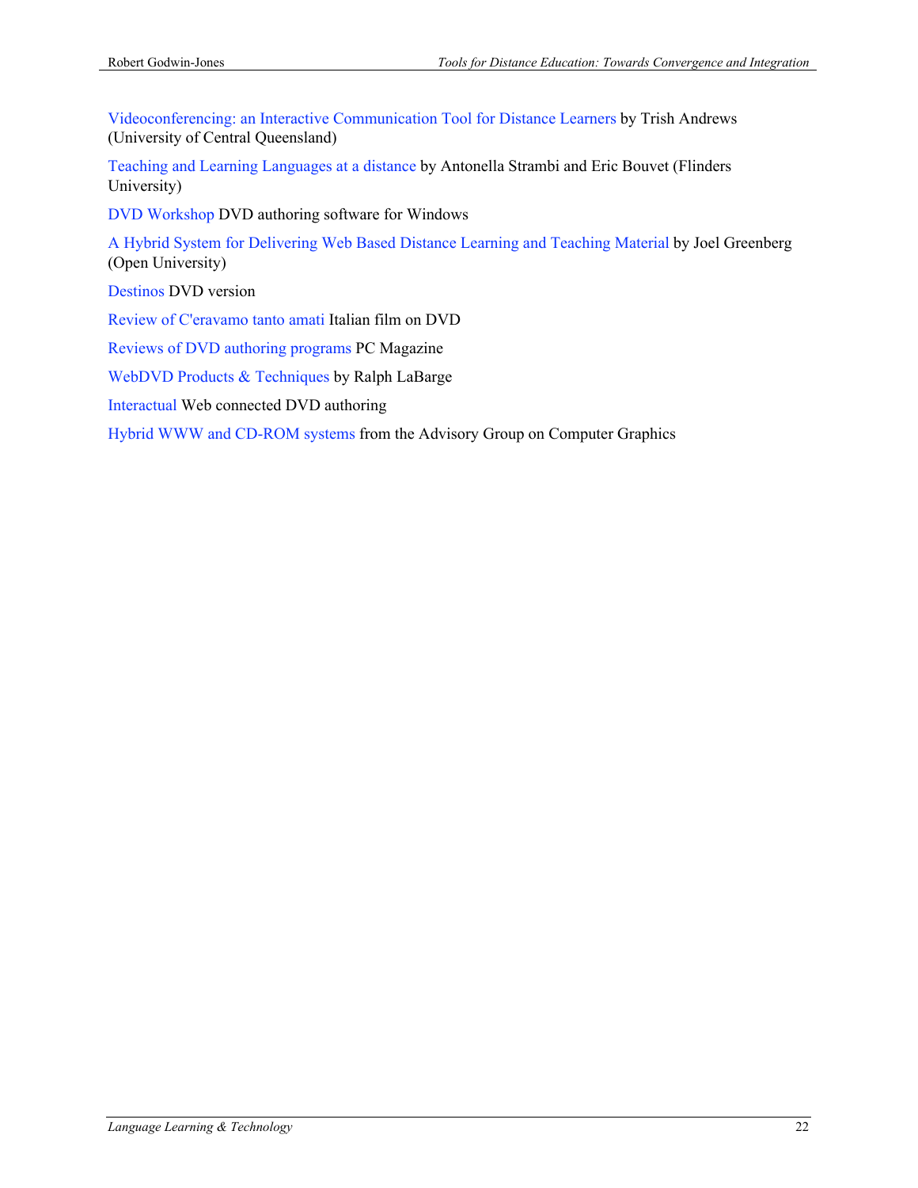Videoconferencing: an Interactive Communication Tool for Distance Learners by Trish Andrews (University of Central Queensland)

Teaching and Learning Languages at a distance by Antonella Strambi and Eric Bouvet (Flinders University)

DVD Workshop DVD authoring software for Windows

A Hybrid System for Delivering Web Based Distance Learning and Teaching Material by Joel Greenberg (Open University)

Destinos DVD version

Review of C'eravamo tanto amati Italian film on DVD

Reviews of DVD authoring programs PC Magazine

WebDVD Products & Techniques by Ralph LaBarge

Interactual Web connected DVD authoring

Hybrid WWW and CD-ROM systems from the Advisory Group on Computer Graphics